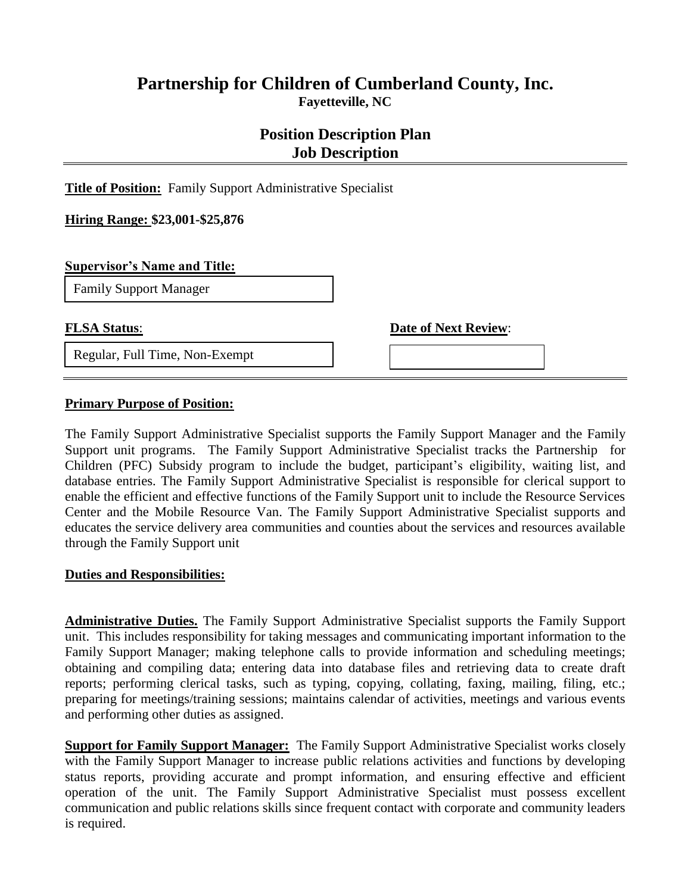# Partnership for Children of Cumberland County, Inc.

**Fayetteville, NC**

## Position Description Plan
## Job Description

---

**Title of Position:** Family Support Administrative Specialist

**Hiring Range: $23,001-$25,876**

**Supervisor's Name and Title:**

Family Support Manager

**FLSA Status**:

Regular, Full Time, Non-Exempt

**Date of Next Review**:

---

**Primary Purpose of Position:**

The Family Support Administrative Specialist supports the Family Support Manager and the Family Support unit programs. The Family Support Administrative Specialist tracks the Partnership for Children (PFC) Subsidy program to include the budget, participant's eligibility, waiting list, and database entries. The Family Support Administrative Specialist is responsible for clerical support to enable the efficient and effective functions of the Family Support unit to include the Resource Services Center and the Mobile Resource Van. The Family Support Administrative Specialist supports and educates the service delivery area communities and counties about the services and resources available through the Family Support unit

**Duties and Responsibilities:**

**Administrative Duties.** The Family Support Administrative Specialist supports the Family Support unit. This includes responsibility for taking messages and communicating important information to the Family Support Manager; making telephone calls to provide information and scheduling meetings; obtaining and compiling data; entering data into database files and retrieving data to create draft reports; performing clerical tasks, such as typing, copying, collating, faxing, mailing, filing, etc.; preparing for meetings/training sessions; maintains calendar of activities, meetings and various events and performing other duties as assigned.

**Support for Family Support Manager:** The Family Support Administrative Specialist works closely with the Family Support Manager to increase public relations activities and functions by developing status reports, providing accurate and prompt information, and ensuring effective and efficient operation of the unit. The Family Support Administrative Specialist must possess excellent communication and public relations skills since frequent contact with corporate and community leaders is required.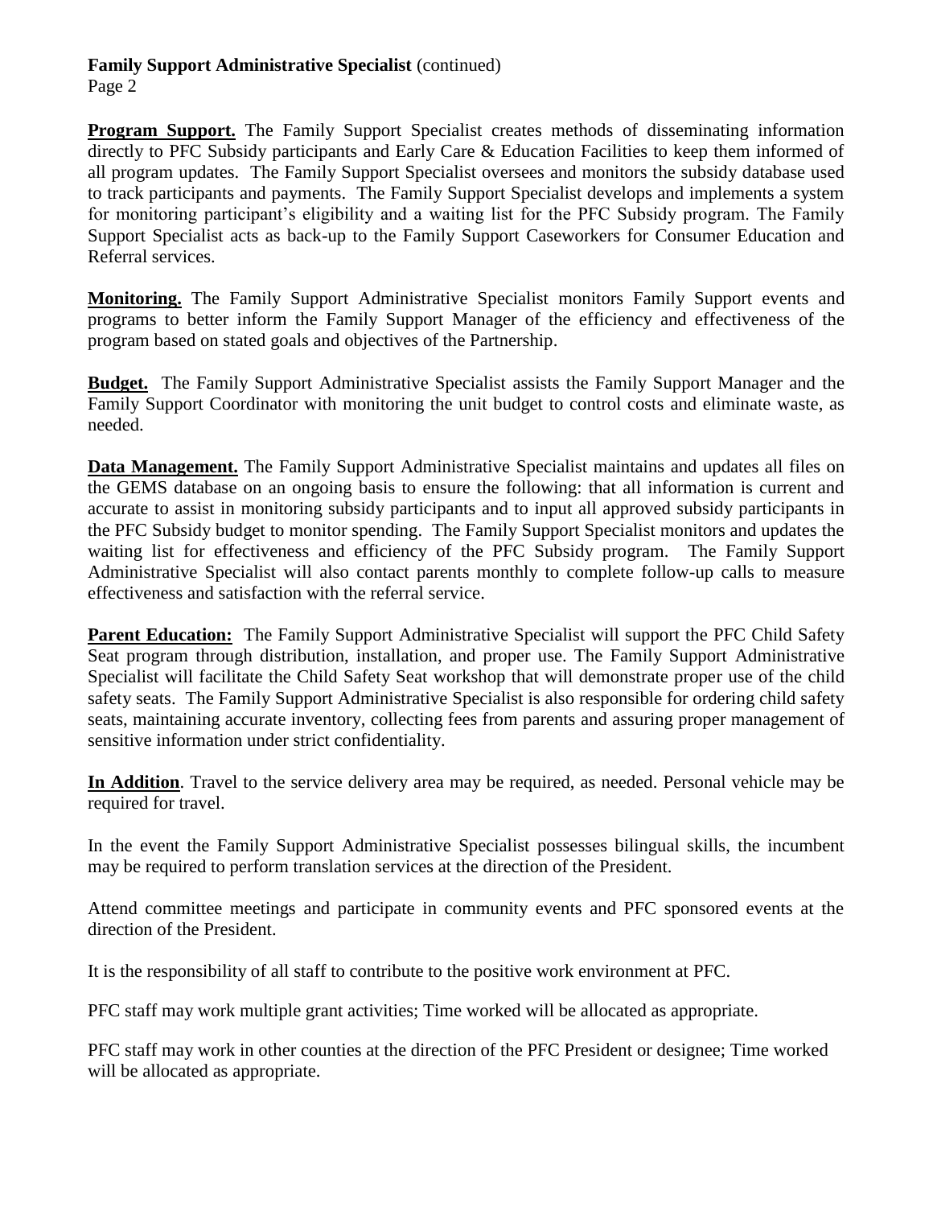**Family Support Administrative Specialist** (continued)

**Program Support.** The Family Support Specialist creates methods of disseminating information directly to PFC Subsidy participants and Early Care & Education Facilities to keep them informed of all program updates. The Family Support Specialist oversees and monitors the subsidy database used to track participants and payments. The Family Support Specialist develops and implements a system for monitoring participant's eligibility and a waiting list for the PFC Subsidy program. The Family Support Specialist acts as back-up to the Family Support Caseworkers for Consumer Education and Referral services.

**Monitoring.** The Family Support Administrative Specialist monitors Family Support events and programs to better inform the Family Support Manager of the efficiency and effectiveness of the program based on stated goals and objectives of the Partnership.

**Budget.** The Family Support Administrative Specialist assists the Family Support Manager and the Family Support Coordinator with monitoring the unit budget to control costs and eliminate waste, as needed.

**Data Management.** The Family Support Administrative Specialist maintains and updates all files on the GEMS database on an ongoing basis to ensure the following: that all information is current and accurate to assist in monitoring subsidy participants and to input all approved subsidy participants in the PFC Subsidy budget to monitor spending. The Family Support Specialist monitors and updates the waiting list for effectiveness and efficiency of the PFC Subsidy program. The Family Support Administrative Specialist will also contact parents monthly to complete follow-up calls to measure effectiveness and satisfaction with the referral service.

**Parent Education:** The Family Support Administrative Specialist will support the PFC Child Safety Seat program through distribution, installation, and proper use. The Family Support Administrative Specialist will facilitate the Child Safety Seat workshop that will demonstrate proper use of the child safety seats. The Family Support Administrative Specialist is also responsible for ordering child safety seats, maintaining accurate inventory, collecting fees from parents and assuring proper management of sensitive information under strict confidentiality.

**In Addition**. Travel to the service delivery area may be required, as needed. Personal vehicle may be required for travel.

In the event the Family Support Administrative Specialist possesses bilingual skills, the incumbent may be required to perform translation services at the direction of the President.

Attend committee meetings and participate in community events and PFC sponsored events at the direction of the President.

It is the responsibility of all staff to contribute to the positive work environment at PFC.

PFC staff may work multiple grant activities; Time worked will be allocated as appropriate.

PFC staff may work in other counties at the direction of the PFC President or designee; Time worked will be allocated as appropriate.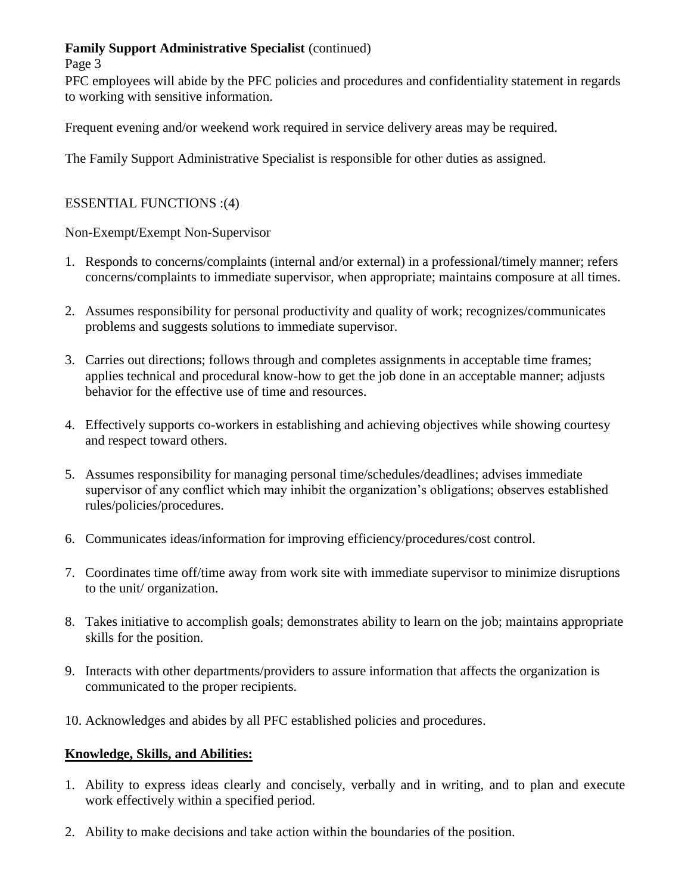**Family Support Administrative Specialist** (continued)

PFC employees will abide by the PFC policies and procedures and confidentiality statement in regards to working with sensitive information.

Frequent evening and/or weekend work required in service delivery areas may be required.

The Family Support Administrative Specialist is responsible for other duties as assigned.

ESSENTIAL FUNCTIONS :(4)

Non-Exempt/Exempt Non-Supervisor

1. Responds to concerns/complaints (internal and/or external) in a professional/timely manner; refers concerns/complaints to immediate supervisor, when appropriate; maintains composure at all times.
2. Assumes responsibility for personal productivity and quality of work; recognizes/communicates problems and suggests solutions to immediate supervisor.
3. Carries out directions; follows through and completes assignments in acceptable time frames; applies technical and procedural know-how to get the job done in an acceptable manner; adjusts behavior for the effective use of time and resources.
4. Effectively supports co-workers in establishing and achieving objectives while showing courtesy and respect toward others.
5. Assumes responsibility for managing personal time/schedules/deadlines; advises immediate supervisor of any conflict which may inhibit the organization's obligations; observes established rules/policies/procedures.
6. Communicates ideas/information for improving efficiency/procedures/cost control.
7. Coordinates time off/time away from work site with immediate supervisor to minimize disruptions to the unit/ organization.
8. Takes initiative to accomplish goals; demonstrates ability to learn on the job; maintains appropriate skills for the position.
9. Interacts with other departments/providers to assure information that affects the organization is communicated to the proper recipients.
10. Acknowledges and abides by all PFC established policies and procedures.

**Knowledge, Skills, and Abilities:**

1. Ability to express ideas clearly and concisely, verbally and in writing, and to plan and execute work effectively within a specified period.
2. Ability to make decisions and take action within the boundaries of the position.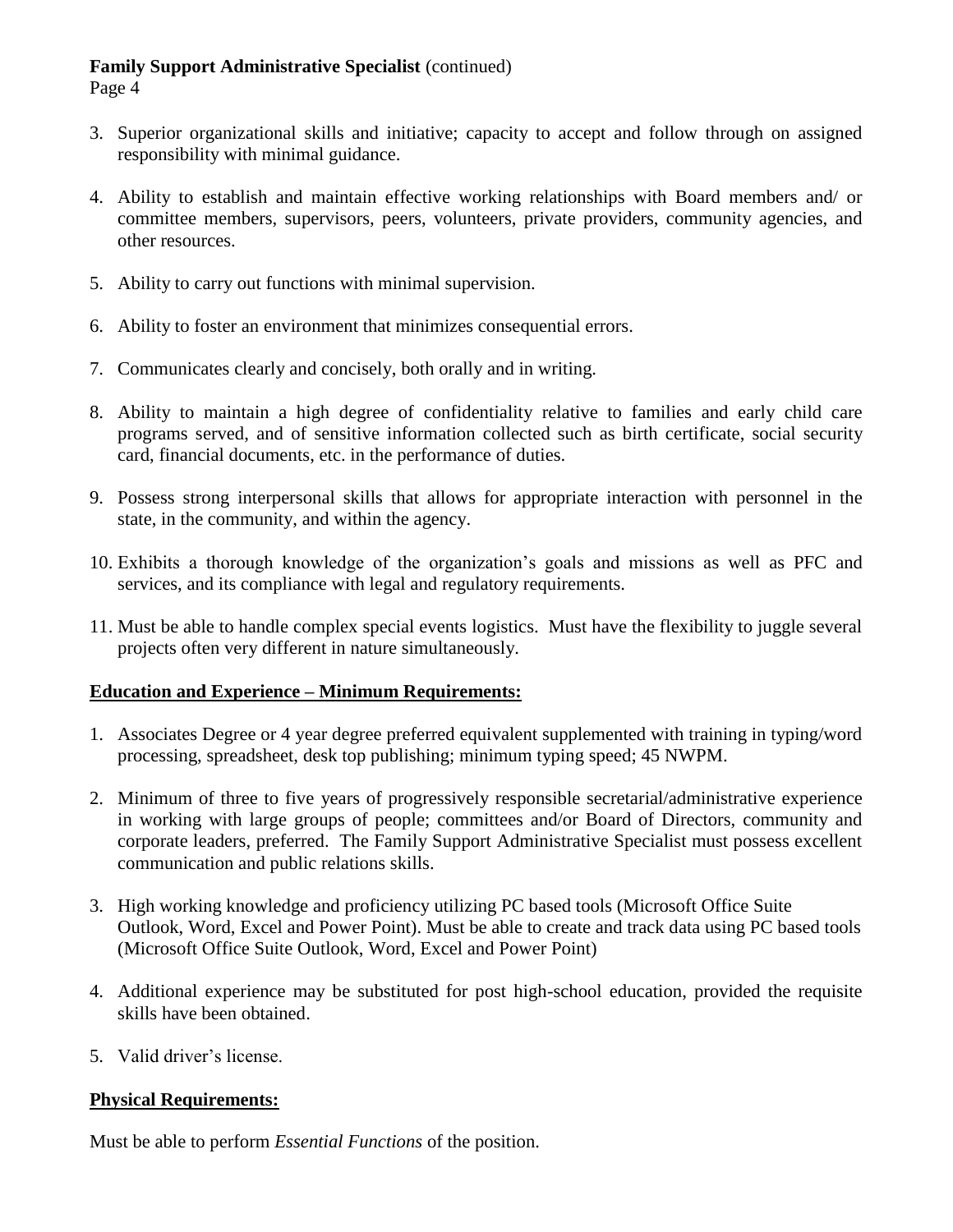3. Superior organizational skills and initiative; capacity to accept and follow through on assigned responsibility with minimal guidance.

4. Ability to establish and maintain effective working relationships with Board members and/ or committee members, supervisors, peers, volunteers, private providers, community agencies, and other resources.

5. Ability to carry out functions with minimal supervision.

6. Ability to foster an environment that minimizes consequential errors.

7. Communicates clearly and concisely, both orally and in writing.

8. Ability to maintain a high degree of confidentiality relative to families and early child care programs served, and of sensitive information collected such as birth certificate, social security card, financial documents, etc. in the performance of duties.

9. Possess strong interpersonal skills that allows for appropriate interaction with personnel in the state, in the community, and within the agency.

10. Exhibits a thorough knowledge of the organization's goals and missions as well as PFC and services, and its compliance with legal and regulatory requirements.

11. Must be able to handle complex special events logistics. Must have the flexibility to juggle several projects often very different in nature simultaneously.

**Education and Experience – Minimum Requirements:**

1. Associates Degree or 4 year degree preferred equivalent supplemented with training in typing/word processing, spreadsheet, desk top publishing; minimum typing speed; 45 NWPM.

2. Minimum of three to five years of progressively responsible secretarial/administrative experience in working with large groups of people; committees and/or Board of Directors, community and corporate leaders, preferred. The Family Support Administrative Specialist must possess excellent communication and public relations skills.

3. High working knowledge and proficiency utilizing PC based tools (Microsoft Office Suite Outlook, Word, Excel and Power Point). Must be able to create and track data using PC based tools (Microsoft Office Suite Outlook, Word, Excel and Power Point)

4. Additional experience may be substituted for post high-school education, provided the requisite skills have been obtained.

5. Valid driver's license.

**Physical Requirements:**

Must be able to perform *Essential Functions* of the position.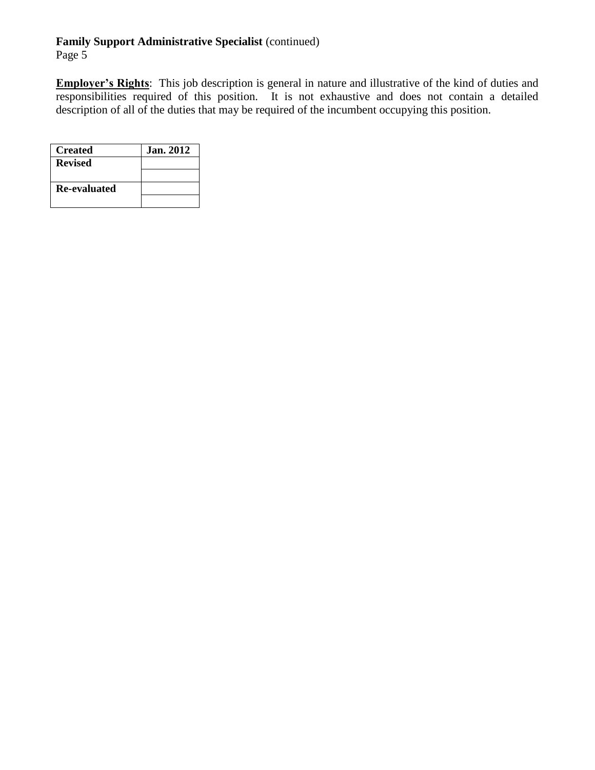**Employer's Rights**: This job description is general in nature and illustrative of the kind of duties and responsibilities required of this position. It is not exhaustive and does not contain a detailed description of all of the duties that may be required of the incumbent occupying this position.

| | |
|---|---|
| **Created** | **Jan. 2012** |
| **Revised** | |
| | |
| **Re-evaluated** | |
| | |